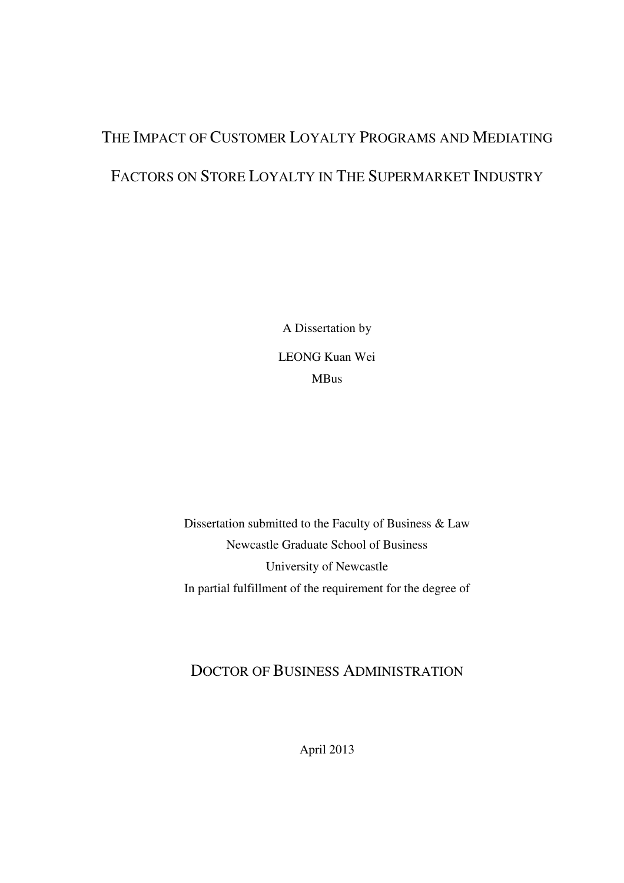# THE IMPACT OF CUSTOMER LOYALTY PROGRAMS AND MEDIATING FACTORS ON STORE LOYALTY IN THE SUPERMARKET INDUSTRY

A Dissertation by

LEONG Kuan Wei

MBus

Dissertation submitted to the Faculty of Business & Law

Newcastle Graduate School of Business

University of Newcastle

In partial fulfillment of the requirement for the degree of

## DOCTOR OF BUSINESS ADMINISTRATION

April 2013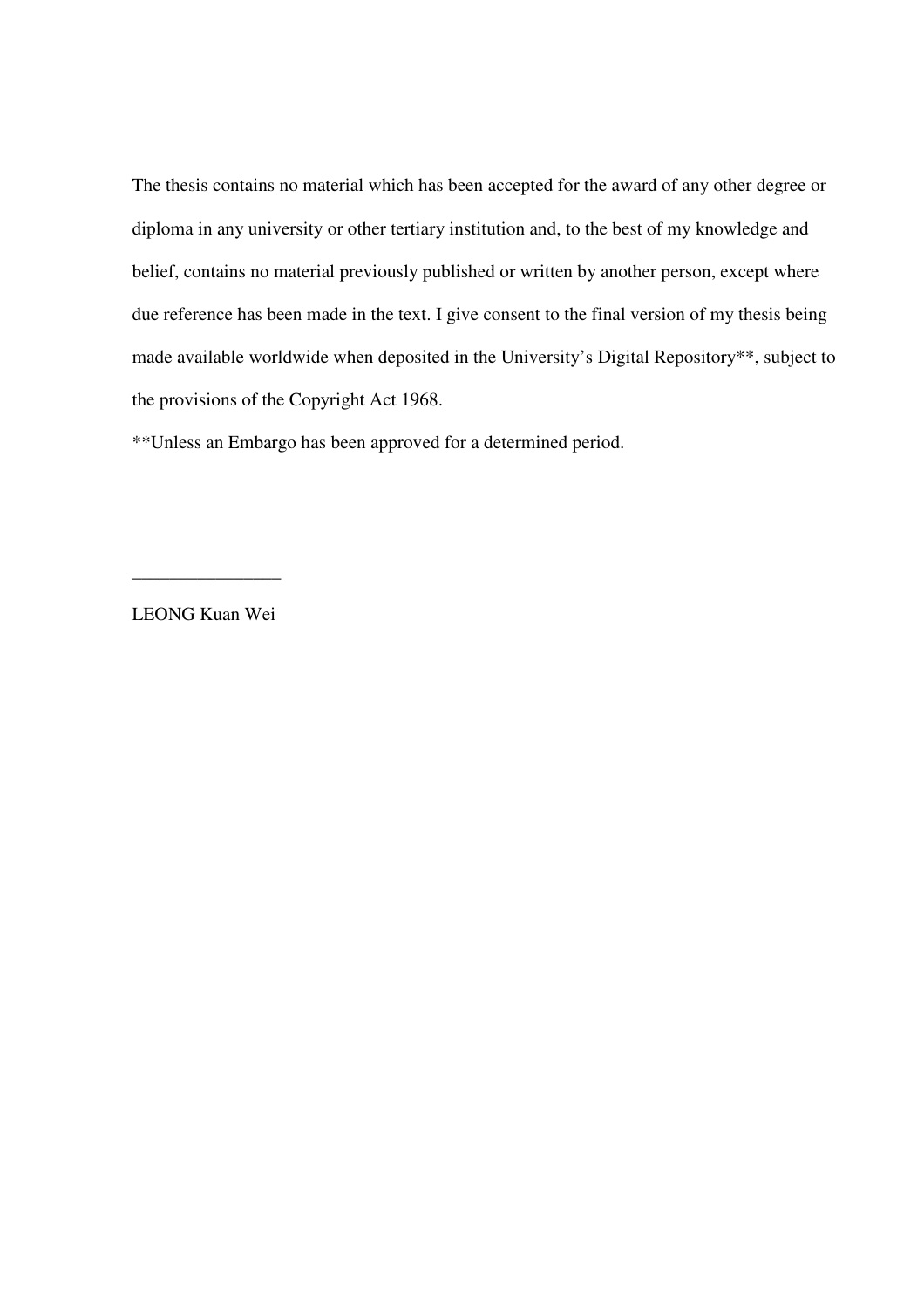The thesis contains no material which has been accepted for the award of any other degree or diploma in any university or other tertiary institution and, to the best of my knowledge and belief, contains no material previously published or written by another person, except where due reference has been made in the text. I give consent to the final version of my thesis being made available worldwide when deposited in the University's Digital Repository**, subject to the provisions of the Copyright Act 1968.

**Unless an Embargo has been approved for a determined period.

________________

LEONG Kuan Wei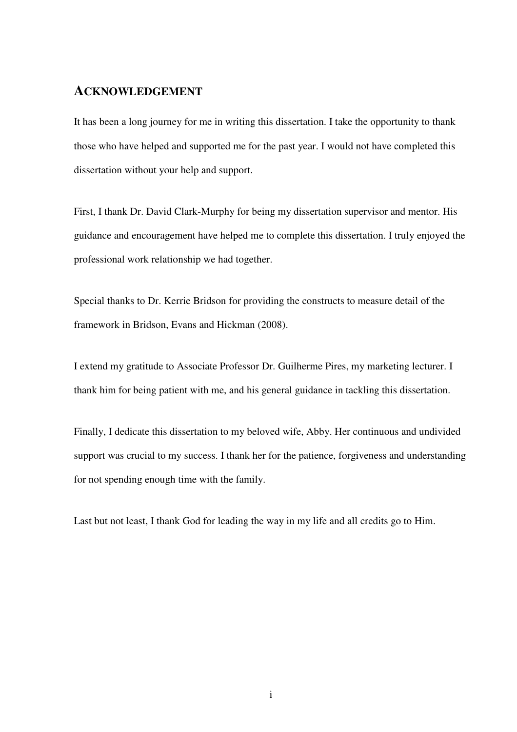## ACKNOWLEDGEMENT

It has been a long journey for me in writing this dissertation. I take the opportunity to thank those who have helped and supported me for the past year. I would not have completed this dissertation without your help and support.

First, I thank Dr. David Clark-Murphy for being my dissertation supervisor and mentor. His guidance and encouragement have helped me to complete this dissertation. I truly enjoyed the professional work relationship we had together.

Special thanks to Dr. Kerrie Bridson for providing the constructs to measure detail of the framework in Bridson, Evans and Hickman (2008).

I extend my gratitude to Associate Professor Dr. Guilherme Pires, my marketing lecturer. I thank him for being patient with me, and his general guidance in tackling this dissertation.

Finally, I dedicate this dissertation to my beloved wife, Abby. Her continuous and undivided support was crucial to my success. I thank her for the patience, forgiveness and understanding for not spending enough time with the family.

Last but not least, I thank God for leading the way in my life and all credits go to Him.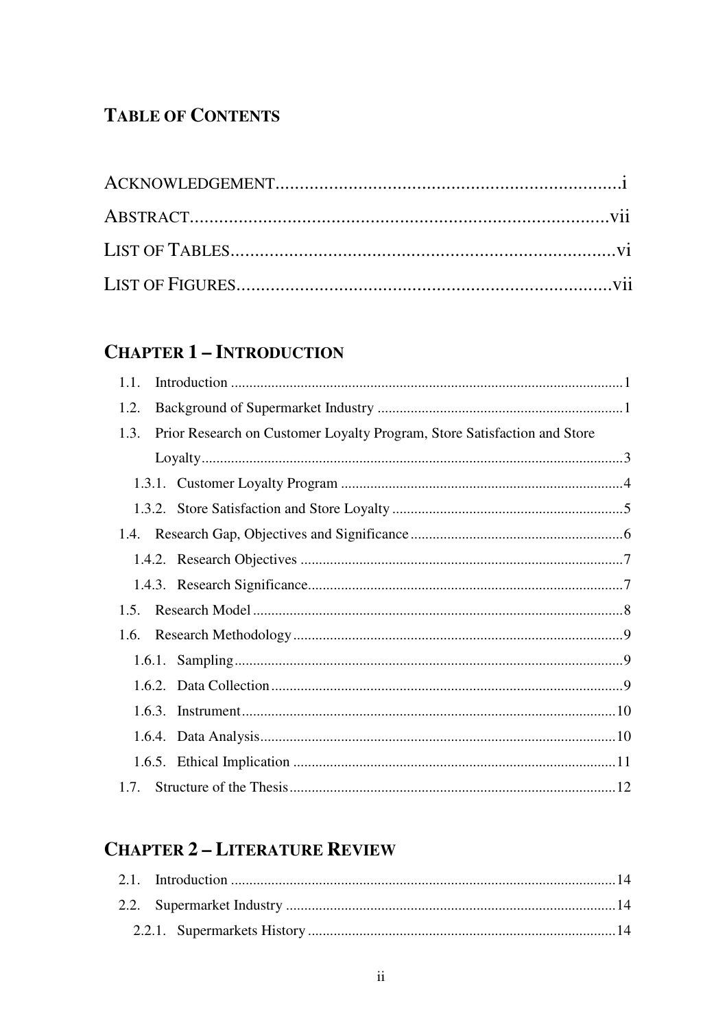# TABLE OF CONTENTS

ACKNOWLEDGEMENT......................................................................i

ABSTRACT.......................................................................................vii

LIST OF TABLES..............................................................................vi

LIST OF FIGURES............................................................................vii

## CHAPTER 1 – INTRODUCTION

1.1. Introduction ..........................................................................................1

1.2. Background of Supermarket Industry ...................................................1

1.3. Prior Research on Customer Loyalty Program, Store Satisfaction and Store Loyalty..................................................................................................3

1.3.1. Customer Loyalty Program .............................................................4

1.3.2. Store Satisfaction and Store Loyalty ...............................................5

1.4. Research Gap, Objectives and Significance ..........................................6

1.4.2. Research Objectives ........................................................................7

1.4.3. Research Significance......................................................................7

1.5. Research Model .....................................................................................8

1.6. Research Methodology ..........................................................................9

1.6.1. Sampling..........................................................................................9

1.6.2. Data Collection ................................................................................9

1.6.3. Instrument......................................................................................10

1.6.4. Data Analysis.................................................................................10

1.6.5. Ethical Implication ........................................................................11

1.7. Structure of the Thesis .........................................................................12

## CHAPTER 2 – LITERATURE REVIEW

2.1. Introduction .........................................................................................14

2.2. Supermarket Industry ..........................................................................14

2.2.1. Supermarkets History ....................................................................14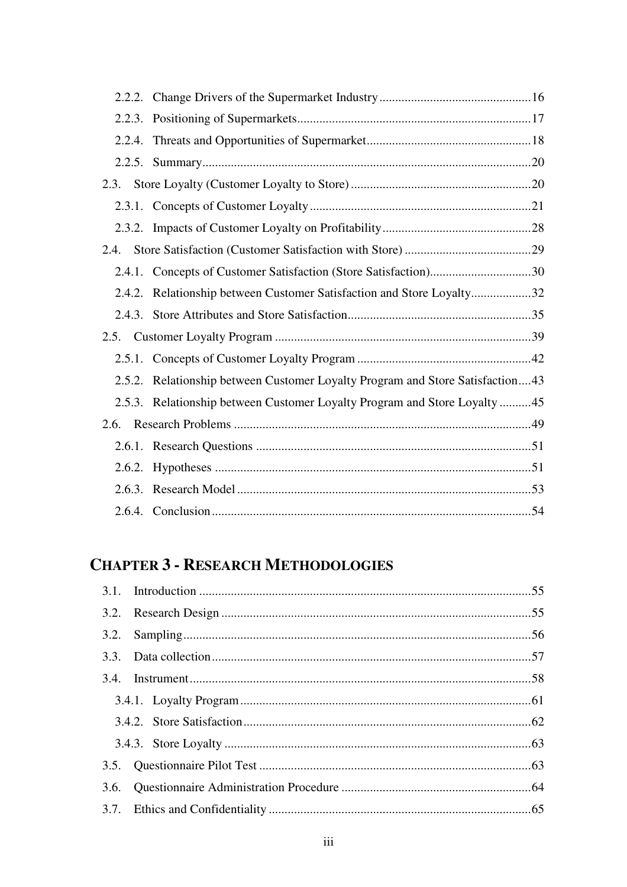2.2.2. Change Drivers of the Supermarket Industry ................................................16

2.2.3. Positioning of Supermarkets ..........................................................................17

2.2.4. Threats and Opportunities of Supermarket ....................................................18

2.2.5. Summary ........................................................................................................20

2.3. Store Loyalty (Customer Loyalty to Store) ..........................................................20

2.3.1. Concepts of Customer Loyalty ......................................................................21

2.3.2. Impacts of Customer Loyalty on Profitability ...............................................28

2.4. Store Satisfaction (Customer Satisfaction with Store) ........................................29

2.4.1. Concepts of Customer Satisfaction (Store Satisfaction) ................................30

2.4.2. Relationship between Customer Satisfaction and Store Loyalty ...................32

2.4.3. Store Attributes and Store Satisfaction ...........................................................35

2.5. Customer Loyalty Program .................................................................................39

2.5.1. Concepts of Customer Loyalty Program .......................................................42

2.5.2. Relationship between Customer Loyalty Program and Store Satisfaction ....43

2.5.3. Relationship between Customer Loyalty Program and Store Loyalty ..........45

2.6. Research Problems ..............................................................................................49

2.6.1. Research Questions .......................................................................................51

2.6.2. Hypotheses ....................................................................................................51

2.6.3. Research Model .............................................................................................53

2.6.4. Conclusion .....................................................................................................54

## CHAPTER 3 - RESEARCH METHODOLOGIES

3.1. Introduction .........................................................................................................55

3.2. Research Design ..................................................................................................55

3.2. Sampling ..............................................................................................................56

3.3. Data collection .....................................................................................................57

3.4. Instrument ............................................................................................................58

3.4.1. Loyalty Program ............................................................................................61

3.4.2. Store Satisfaction ...........................................................................................62

3.4.3. Store Loyalty .................................................................................................63

3.5. Questionnaire Pilot Test ......................................................................................63

3.6. Questionnaire Administration Procedure ............................................................64

3.7. Ethics and Confidentiality ...................................................................................65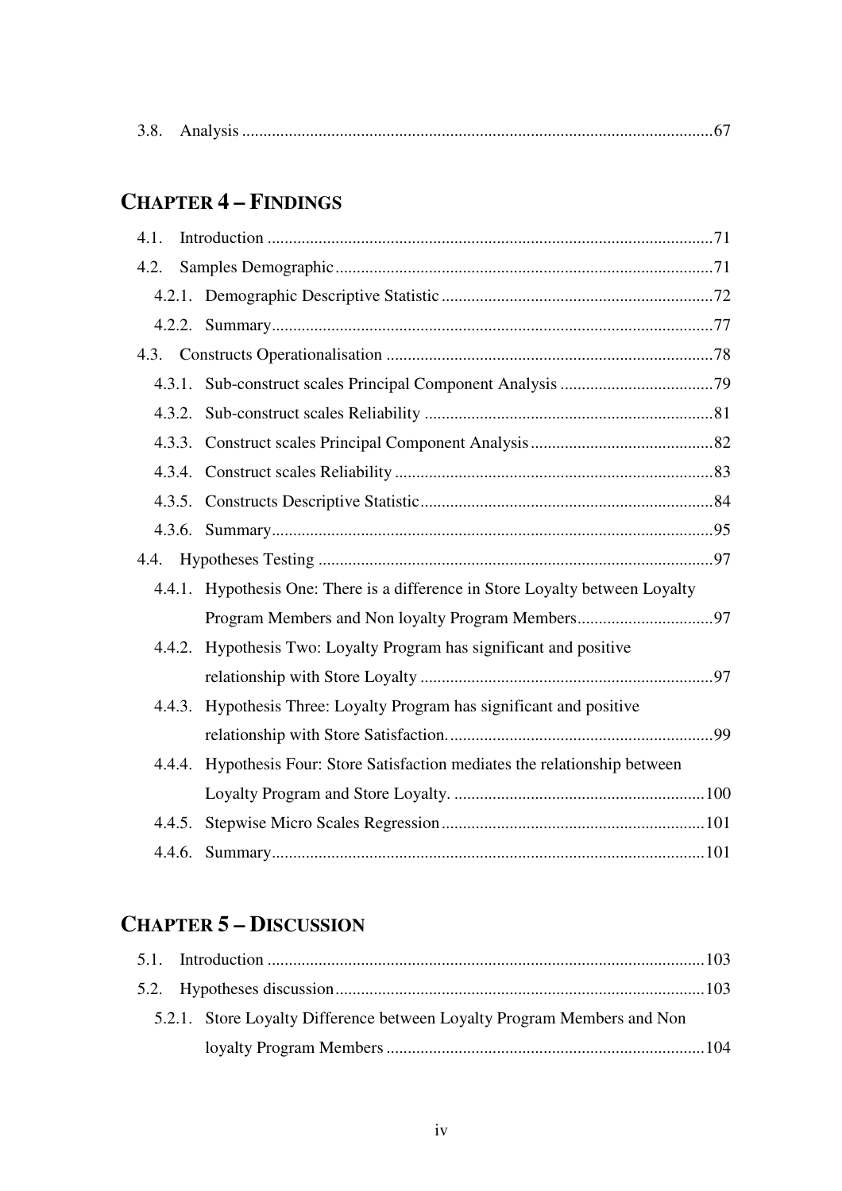3.8. Analysis ..........................................................................................................67

## CHAPTER 4 – FINDINGS

4.1. Introduction ........................................................................................................71

4.2. Samples Demographic........................................................................................71

4.2.1. Demographic Descriptive Statistic ................................................................72

4.2.2. Summary........................................................................................................77

4.3. Constructs Operationalisation ............................................................................78

4.3.1. Sub-construct scales Principal Component Analysis ....................................79

4.3.2. Sub-construct scales Reliability ....................................................................81

4.3.3. Construct scales Principal Component Analysis ...........................................82

4.3.4. Construct scales Reliability ...........................................................................83

4.3.5. Constructs Descriptive Statistic.....................................................................84

4.3.6. Summary........................................................................................................95

4.4. Hypotheses Testing ............................................................................................97

4.4.1. Hypothesis One: There is a difference in Store Loyalty between Loyalty Program Members and Non loyalty Program Members................................97

4.4.2. Hypothesis Two: Loyalty Program has significant and positive relationship with Store Loyalty ....................................................................97

4.4.3. Hypothesis Three: Loyalty Program has significant and positive relationship with Store Satisfaction..............................................................99

4.4.4. Hypothesis Four: Store Satisfaction mediates the relationship between Loyalty Program and Store Loyalty. ...........................................................100

4.4.5. Stepwise Micro Scales Regression.............................................................101

4.4.6. Summary.....................................................................................................101

## CHAPTER 5 – DISCUSSION

5.1. Introduction ......................................................................................................103

5.2. Hypotheses discussion......................................................................................103

5.2.1. Store Loyalty Difference between Loyalty Program Members and Non loyalty Program Members ..........................................................................104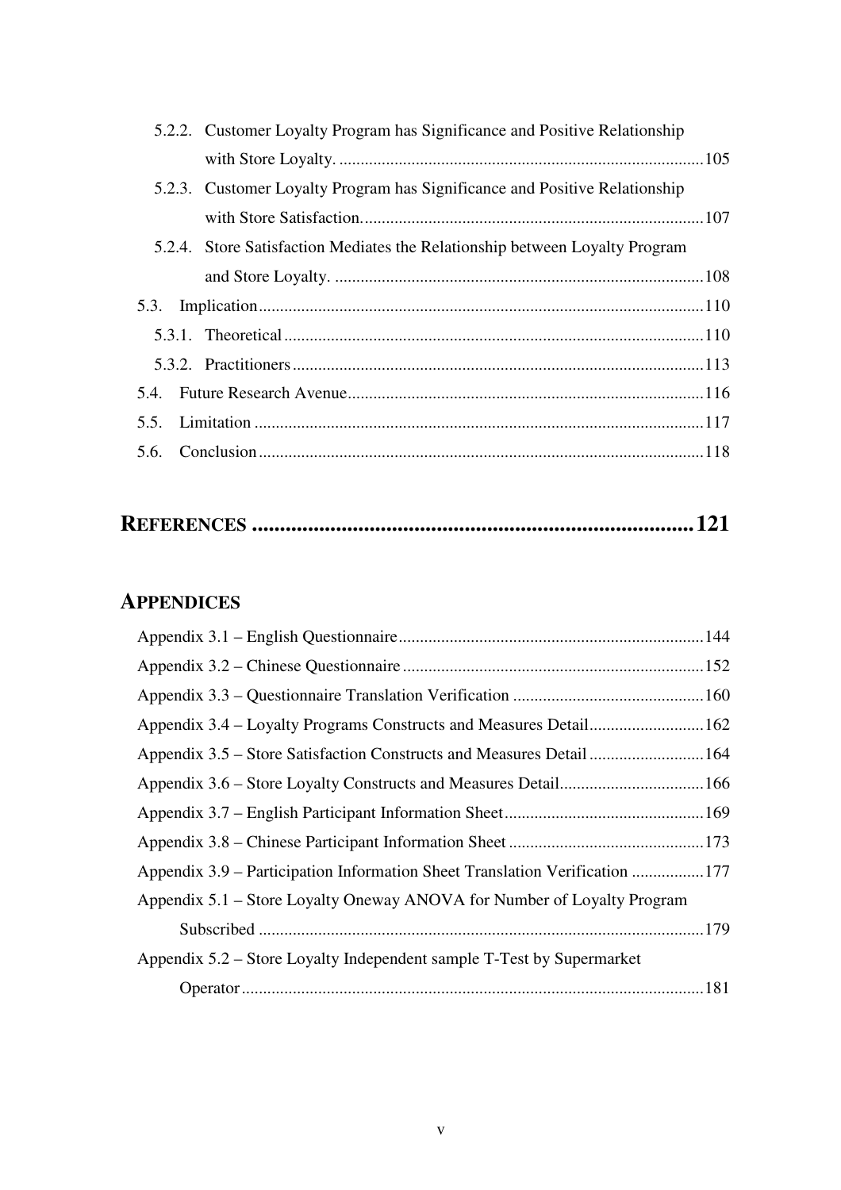5.2.2. Customer Loyalty Program has Significance and Positive Relationship with Store Loyalty. ..... 105

5.2.3. Customer Loyalty Program has Significance and Positive Relationship with Store Satisfaction. ..... 107

5.2.4. Store Satisfaction Mediates the Relationship between Loyalty Program and Store Loyalty. ..... 108

5.3. Implication ..... 110

5.3.1. Theoretical ..... 110

5.3.2. Practitioners ..... 113

5.4. Future Research Avenue ..... 116

5.5. Limitation ..... 117

5.6. Conclusion ..... 118

# REFERENCES ..... 121

# APPENDICES

Appendix 3.1 – English Questionnaire ..... 144

Appendix 3.2 – Chinese Questionnaire ..... 152

Appendix 3.3 – Questionnaire Translation Verification ..... 160

Appendix 3.4 – Loyalty Programs Constructs and Measures Detail ..... 162

Appendix 3.5 – Store Satisfaction Constructs and Measures Detail ..... 164

Appendix 3.6 – Store Loyalty Constructs and Measures Detail ..... 166

Appendix 3.7 – English Participant Information Sheet ..... 169

Appendix 3.8 – Chinese Participant Information Sheet ..... 173

Appendix 3.9 – Participation Information Sheet Translation Verification ..... 177

Appendix 5.1 – Store Loyalty Oneway ANOVA for Number of Loyalty Program Subscribed ..... 179

Appendix 5.2 – Store Loyalty Independent sample T-Test by Supermarket Operator ..... 181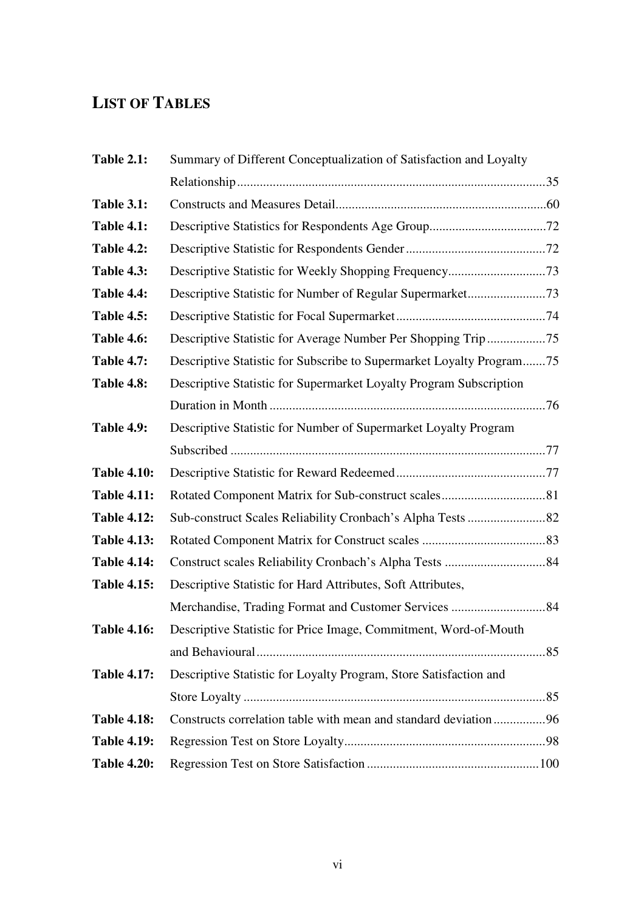# LIST OF TABLES

| | | |
|---|---|---|
| **Table 2.1:** | Summary of Different Conceptualization of Satisfaction and Loyalty Relationship | 35 |
| **Table 3.1:** | Constructs and Measures Detail | 60 |
| **Table 4.1:** | Descriptive Statistics for Respondents Age Group | 72 |
| **Table 4.2:** | Descriptive Statistic for Respondents Gender | 72 |
| **Table 4.3:** | Descriptive Statistic for Weekly Shopping Frequency | 73 |
| **Table 4.4:** | Descriptive Statistic for Number of Regular Supermarket | 73 |
| **Table 4.5:** | Descriptive Statistic for Focal Supermarket | 74 |
| **Table 4.6:** | Descriptive Statistic for Average Number Per Shopping Trip | 75 |
| **Table 4.7:** | Descriptive Statistic for Subscribe to Supermarket Loyalty Program | 75 |
| **Table 4.8:** | Descriptive Statistic for Supermarket Loyalty Program Subscription Duration in Month | 76 |
| **Table 4.9:** | Descriptive Statistic for Number of Supermarket Loyalty Program Subscribed | 77 |
| **Table 4.10:** | Descriptive Statistic for Reward Redeemed | 77 |
| **Table 4.11:** | Rotated Component Matrix for Sub-construct scales | 81 |
| **Table 4.12:** | Sub-construct Scales Reliability Cronbach's Alpha Tests | 82 |
| **Table 4.13:** | Rotated Component Matrix for Construct scales | 83 |
| **Table 4.14:** | Construct scales Reliability Cronbach's Alpha Tests | 84 |
| **Table 4.15:** | Descriptive Statistic for Hard Attributes, Soft Attributes, Merchandise, Trading Format and Customer Services | 84 |
| **Table 4.16:** | Descriptive Statistic for Price Image, Commitment, Word-of-Mouth and Behavioural | 85 |
| **Table 4.17:** | Descriptive Statistic for Loyalty Program, Store Satisfaction and Store Loyalty | 85 |
| **Table 4.18:** | Constructs correlation table with mean and standard deviation | 96 |
| **Table 4.19:** | Regression Test on Store Loyalty | 98 |
| **Table 4.20:** | Regression Test on Store Satisfaction | 100 |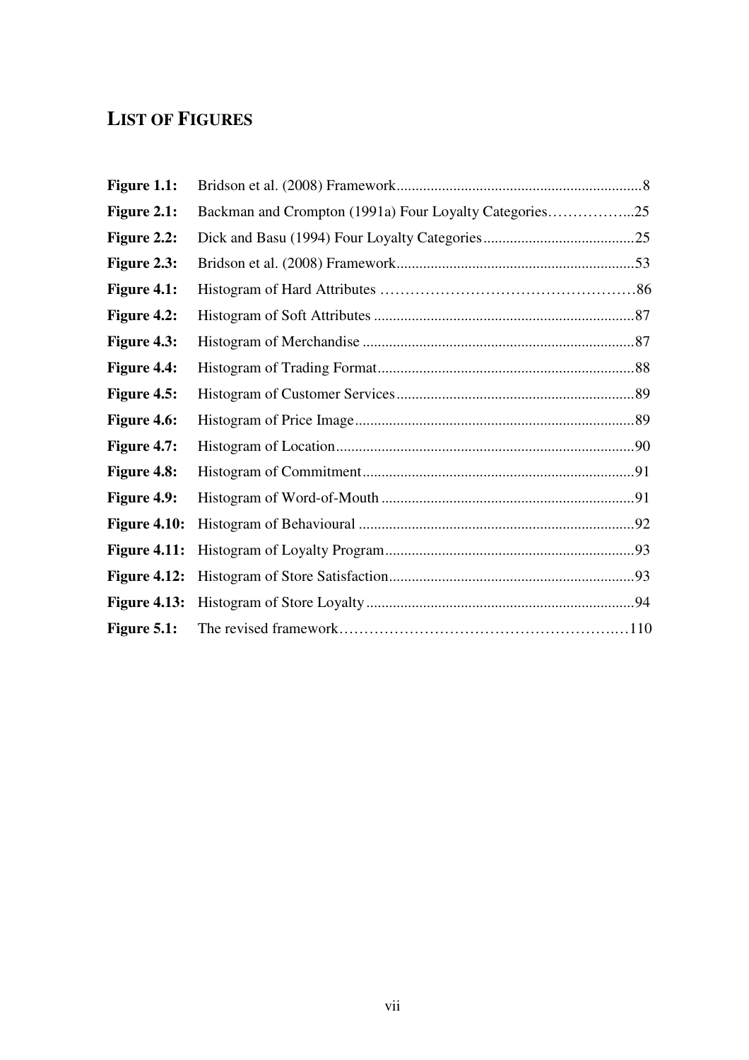# LIST OF FIGURES

| | | |
|---|---|---|
| **Figure 1.1:** | Bridson et al. (2008) Framework | 8 |
| **Figure 2.1:** | Backman and Crompton (1991a) Four Loyalty Categories | 25 |
| **Figure 2.2:** | Dick and Basu (1994) Four Loyalty Categories | 25 |
| **Figure 2.3:** | Bridson et al. (2008) Framework | 53 |
| **Figure 4.1:** | Histogram of Hard Attributes | 86 |
| **Figure 4.2:** | Histogram of Soft Attributes | 87 |
| **Figure 4.3:** | Histogram of Merchandise | 87 |
| **Figure 4.4:** | Histogram of Trading Format | 88 |
| **Figure 4.5:** | Histogram of Customer Services | 89 |
| **Figure 4.6:** | Histogram of Price Image | 89 |
| **Figure 4.7:** | Histogram of Location | 90 |
| **Figure 4.8:** | Histogram of Commitment | 91 |
| **Figure 4.9:** | Histogram of Word-of-Mouth | 91 |
| **Figure 4.10:** | Histogram of Behavioural | 92 |
| **Figure 4.11:** | Histogram of Loyalty Program | 93 |
| **Figure 4.12:** | Histogram of Store Satisfaction | 93 |
| **Figure 4.13:** | Histogram of Store Loyalty | 94 |
| **Figure 5.1:** | The revised framework | 110 |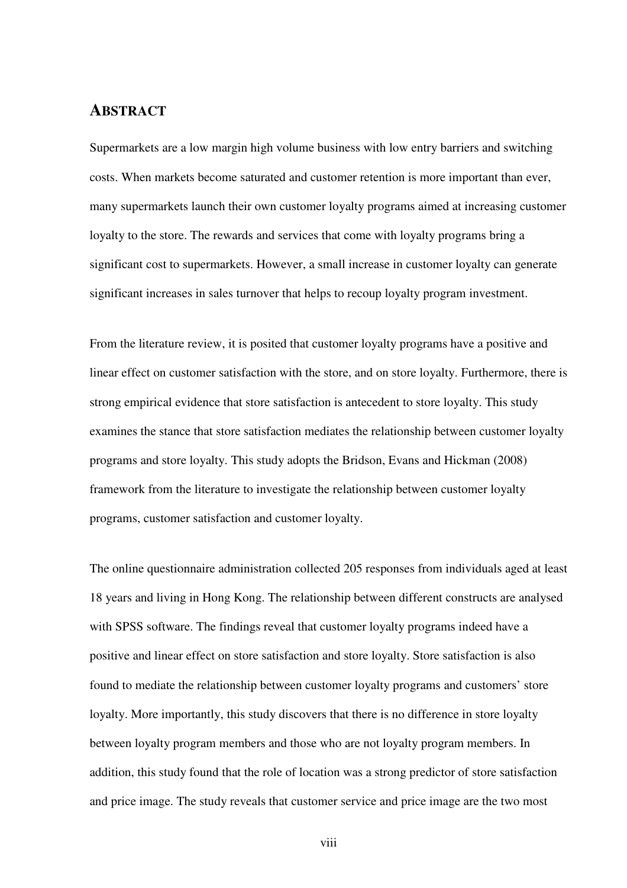## ABSTRACT

Supermarkets are a low margin high volume business with low entry barriers and switching costs. When markets become saturated and customer retention is more important than ever, many supermarkets launch their own customer loyalty programs aimed at increasing customer loyalty to the store. The rewards and services that come with loyalty programs bring a significant cost to supermarkets. However, a small increase in customer loyalty can generate significant increases in sales turnover that helps to recoup loyalty program investment.

From the literature review, it is posited that customer loyalty programs have a positive and linear effect on customer satisfaction with the store, and on store loyalty. Furthermore, there is strong empirical evidence that store satisfaction is antecedent to store loyalty. This study examines the stance that store satisfaction mediates the relationship between customer loyalty programs and store loyalty. This study adopts the Bridson, Evans and Hickman (2008) framework from the literature to investigate the relationship between customer loyalty programs, customer satisfaction and customer loyalty.

The online questionnaire administration collected 205 responses from individuals aged at least 18 years and living in Hong Kong. The relationship between different constructs are analysed with SPSS software. The findings reveal that customer loyalty programs indeed have a positive and linear effect on store satisfaction and store loyalty. Store satisfaction is also found to mediate the relationship between customer loyalty programs and customers' store loyalty. More importantly, this study discovers that there is no difference in store loyalty between loyalty program members and those who are not loyalty program members. In addition, this study found that the role of location was a strong predictor of store satisfaction and price image. The study reveals that customer service and price image are the two most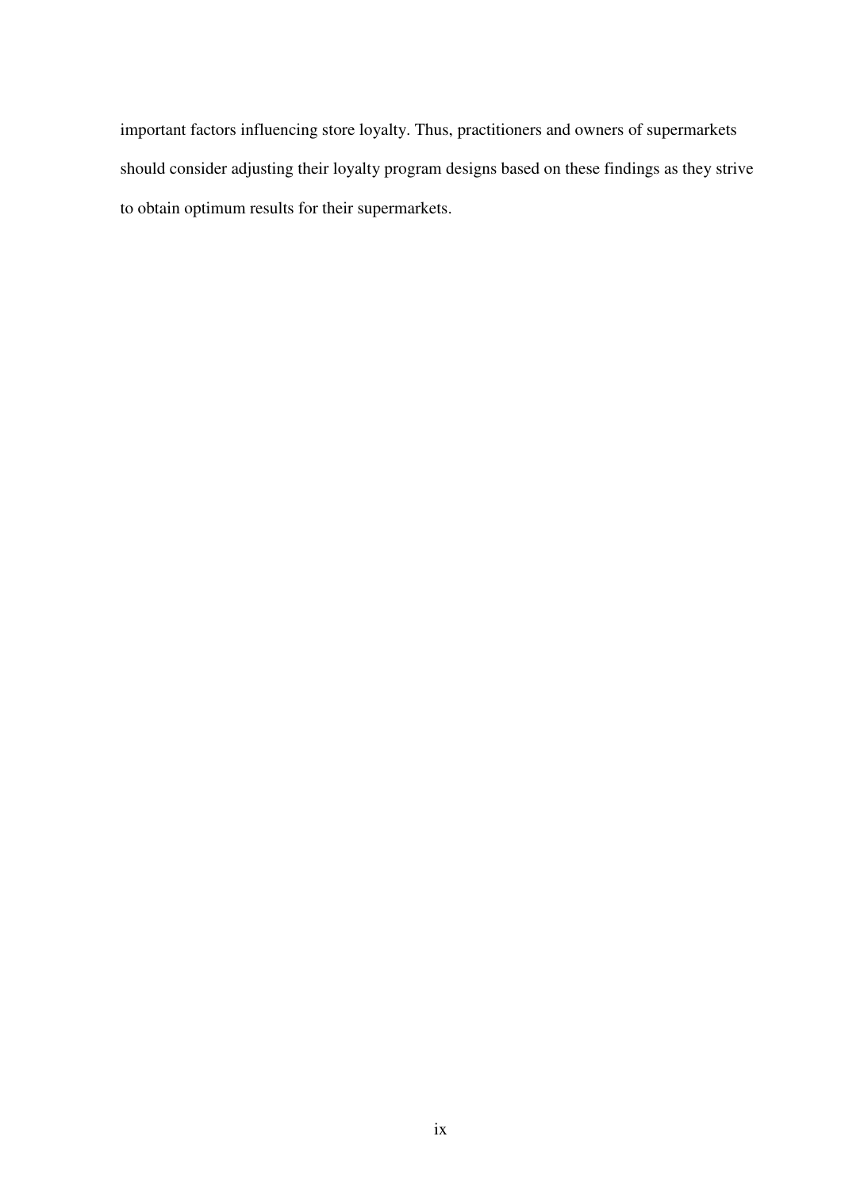important factors influencing store loyalty. Thus, practitioners and owners of supermarkets should consider adjusting their loyalty program designs based on these findings as they strive to obtain optimum results for their supermarkets.